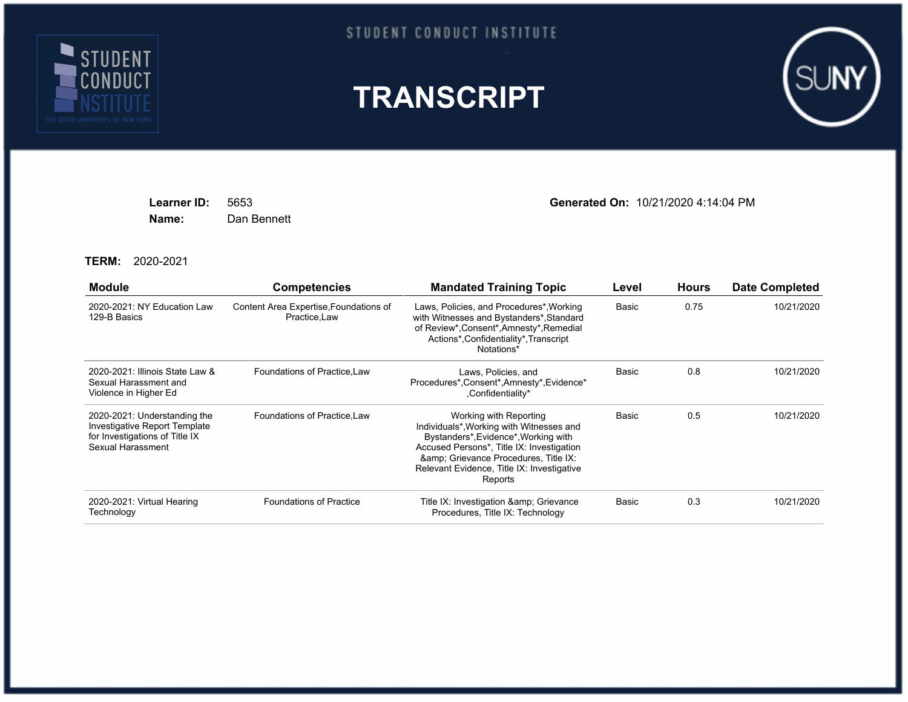STUDENT CONDUCT INSTITUTE

# TRANSCRIPT

**Learner ID:** 5653

**Name:** Dan Bennett

**Generated On:** 10/21/2020 4:14:04 PM

**TERM:** 2020-2021

| Module | Competencies | Mandated Training Topic | Level | Hours | Date Completed |
|---|---|---|---|---|---|
| 2020-2021: NY Education Law 129-B Basics | Content Area Expertise,Foundations of Practice,Law | Laws, Policies, and Procedures*,Working with Witnesses and Bystanders*,Standard of Review*,Consent*,Amnesty*,Remedial Actions*,Confidentiality*,Transcript Notations* | Basic | 0.75 | 10/21/2020 |
| 2020-2021: Illinois State Law & Sexual Harassment and Violence in Higher Ed | Foundations of Practice,Law | Laws, Policies, and Procedures*,Consent*,Amnesty*,Evidence* ,Confidentiality* | Basic | 0.8 | 10/21/2020 |
| 2020-2021: Understanding the Investigative Report Template for Investigations of Title IX Sexual Harassment | Foundations of Practice,Law | Working with Reporting Individuals*,Working with Witnesses and Bystanders*,Evidence*,Working with Accused Persons*, Title IX: Investigation &amp; Grievance Procedures, Title IX: Relevant Evidence, Title IX: Investigative Reports | Basic | 0.5 | 10/21/2020 |
| 2020-2021: Virtual Hearing Technology | Foundations of Practice | Title IX: Investigation &amp; Grievance Procedures, Title IX: Technology | Basic | 0.3 | 10/21/2020 |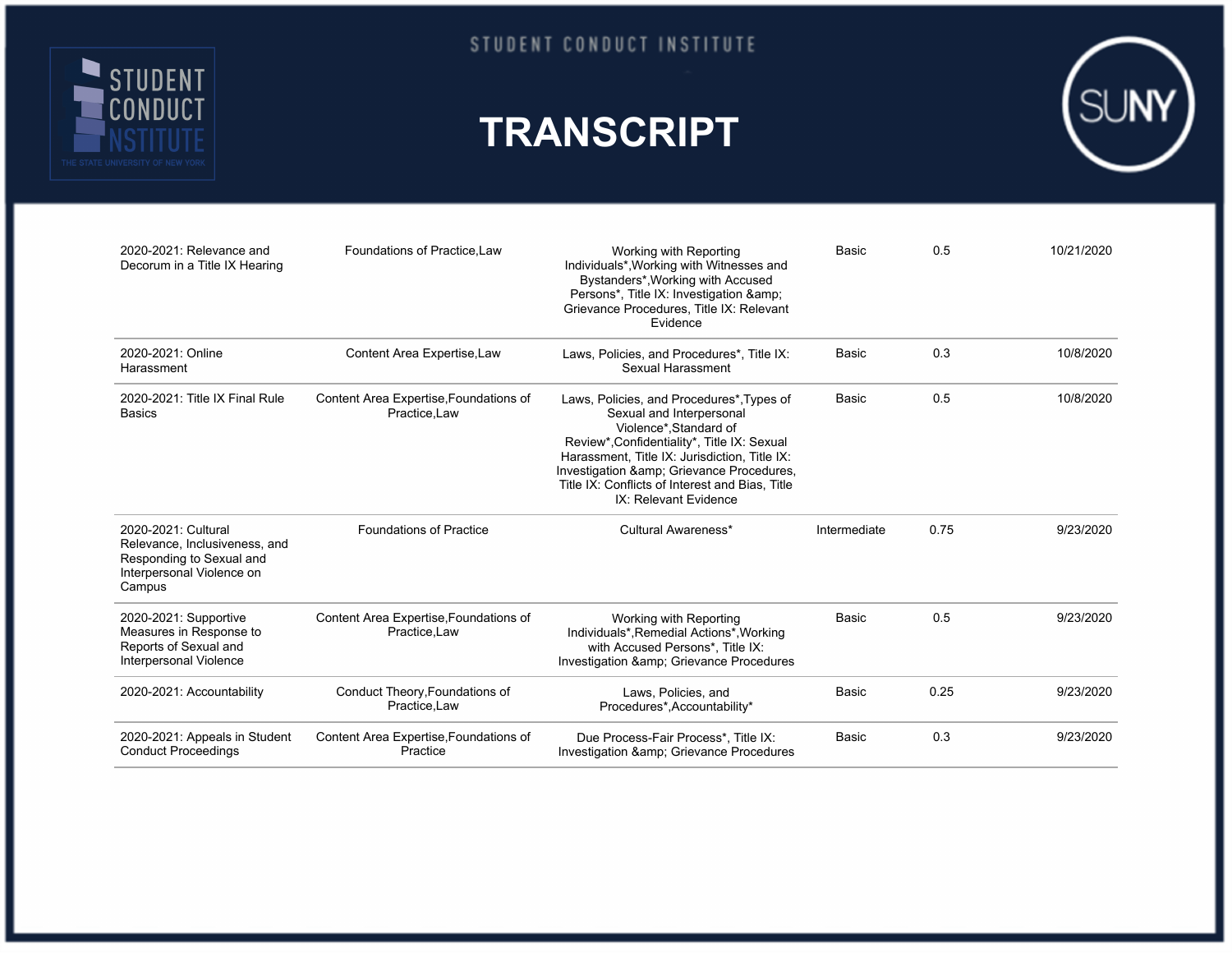# TRANSCRIPT

| | | | | | |
|---|---|---|---|---|---|
| 2020-2021: Relevance and Decorum in a Title IX Hearing | Foundations of Practice,Law | Working with Reporting Individuals*,Working with Witnesses and Bystanders*,Working with Accused Persons*, Title IX: Investigation &amp; Grievance Procedures, Title IX: Relevant Evidence | Basic | 0.5 | 10/21/2020 |
| 2020-2021: Online Harassment | Content Area Expertise,Law | Laws, Policies, and Procedures*, Title IX: Sexual Harassment | Basic | 0.3 | 10/8/2020 |
| 2020-2021: Title IX Final Rule Basics | Content Area Expertise,Foundations of Practice,Law | Laws, Policies, and Procedures*,Types of Sexual and Interpersonal Violence*,Standard of Review*,Confidentiality*, Title IX: Sexual Harassment, Title IX: Jurisdiction, Title IX: Investigation &amp; Grievance Procedures, Title IX: Conflicts of Interest and Bias, Title IX: Relevant Evidence | Basic | 0.5 | 10/8/2020 |
| 2020-2021: Cultural Relevance, Inclusiveness, and Responding to Sexual and Interpersonal Violence on Campus | Foundations of Practice | Cultural Awareness* | Intermediate | 0.75 | 9/23/2020 |
| 2020-2021: Supportive Measures in Response to Reports of Sexual and Interpersonal Violence | Content Area Expertise,Foundations of Practice,Law | Working with Reporting Individuals*,Remedial Actions*,Working with Accused Persons*, Title IX: Investigation &amp; Grievance Procedures | Basic | 0.5 | 9/23/2020 |
| 2020-2021: Accountability | Conduct Theory,Foundations of Practice,Law | Laws, Policies, and Procedures*,Accountability* | Basic | 0.25 | 9/23/2020 |
| 2020-2021: Appeals in Student Conduct Proceedings | Content Area Expertise,Foundations of Practice | Due Process-Fair Process*, Title IX: Investigation &amp; Grievance Procedures | Basic | 0.3 | 9/23/2020 |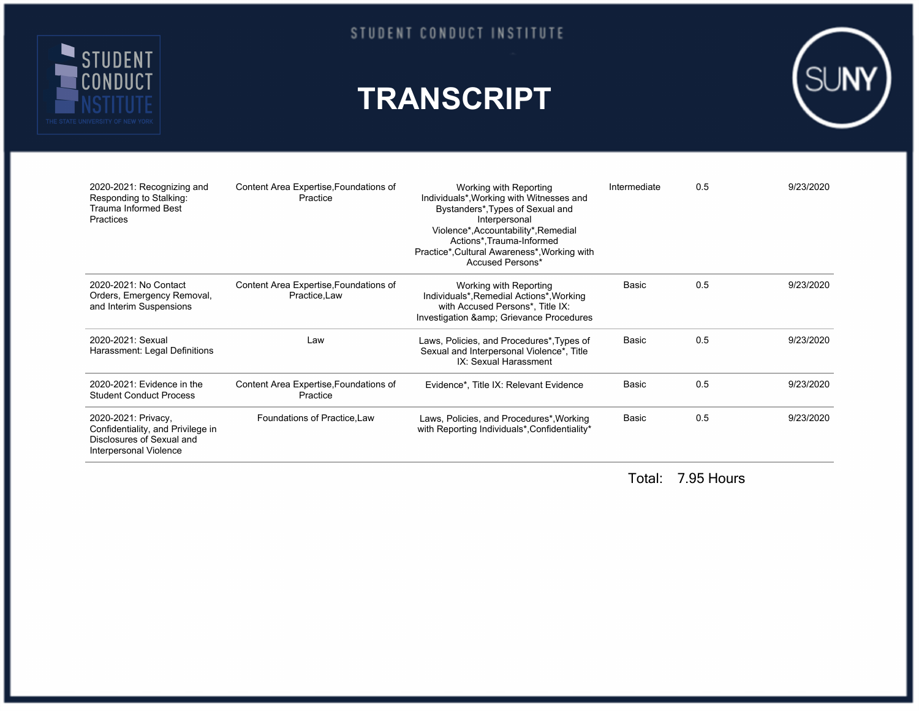STUDENT CONDUCT INSTITUTE

# TRANSCRIPT

| | | | | | |
|---|---|---|---|---|---|
| 2020-2021: Recognizing and Responding to Stalking: Trauma Informed Best Practices | Content Area Expertise,Foundations of Practice | Working with Reporting Individuals*,Working with Witnesses and Bystanders*,Types of Sexual and Interpersonal Violence*,Accountability*,Remedial Actions*,Trauma-Informed Practice*,Cultural Awareness*,Working with Accused Persons* | Intermediate | 0.5 | 9/23/2020 |
| 2020-2021: No Contact Orders, Emergency Removal, and Interim Suspensions | Content Area Expertise,Foundations of Practice,Law | Working with Reporting Individuals*,Remedial Actions*,Working with Accused Persons*, Title IX: Investigation &amp; Grievance Procedures | Basic | 0.5 | 9/23/2020 |
| 2020-2021: Sexual Harassment: Legal Definitions | Law | Laws, Policies, and Procedures*,Types of Sexual and Interpersonal Violence*, Title IX: Sexual Harassment | Basic | 0.5 | 9/23/2020 |
| 2020-2021: Evidence in the Student Conduct Process | Content Area Expertise,Foundations of Practice | Evidence*, Title IX: Relevant Evidence | Basic | 0.5 | 9/23/2020 |
| 2020-2021: Privacy, Confidentiality, and Privilege in Disclosures of Sexual and Interpersonal Violence | Foundations of Practice,Law | Laws, Policies, and Procedures*,Working with Reporting Individuals*,Confidentiality* | Basic | 0.5 | 9/23/2020 |

Total: 7.95 Hours